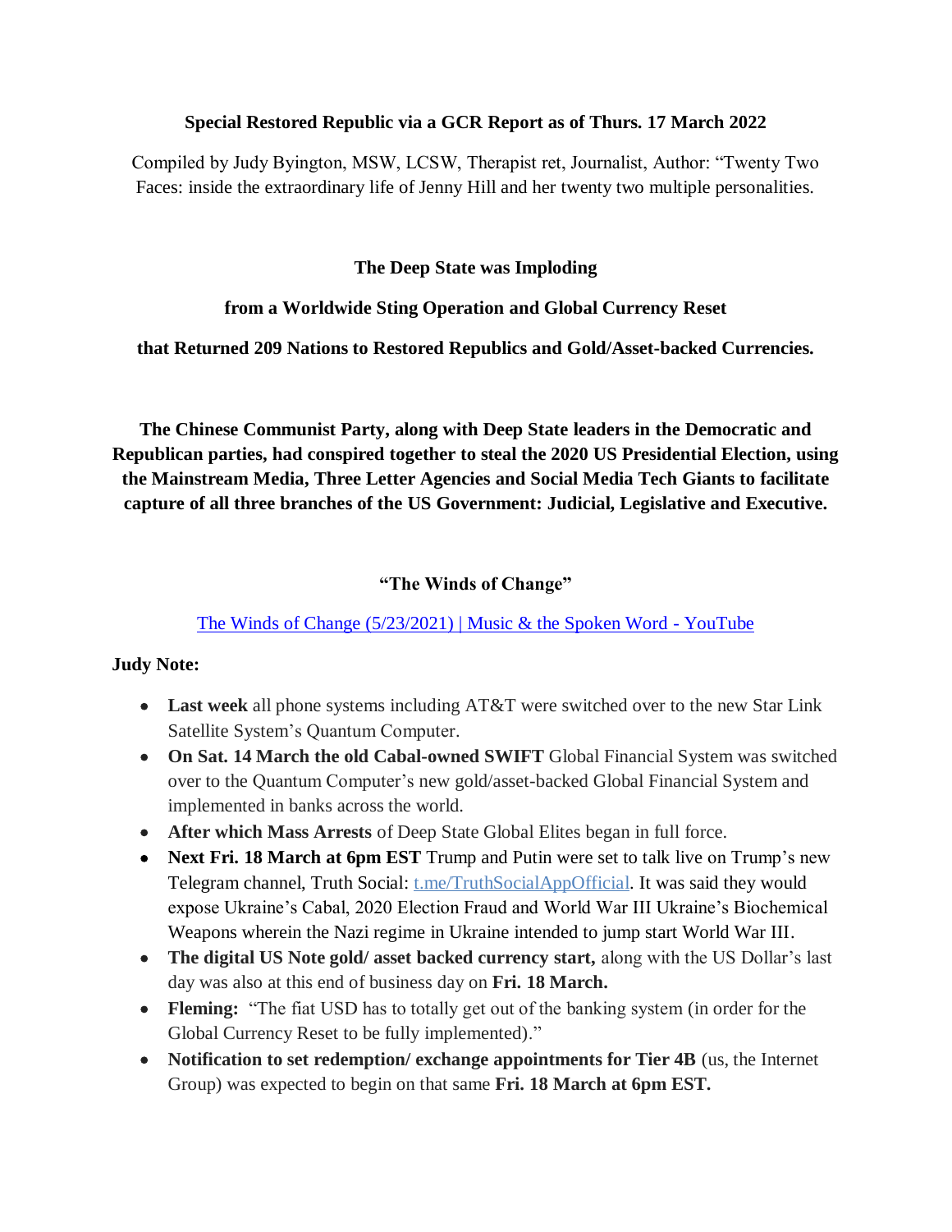**Special Restored Republic via a GCR Report as of Thurs. 17 March 2022**

Compiled by Judy Byington, MSW, LCSW, Therapist ret, Journalist, Author: "Twenty Two Faces: inside the extraordinary life of Jenny Hill and her twenty two multiple personalities.

**The Deep State was Imploding**

**from a Worldwide Sting Operation and Global Currency Reset**

**that Returned 209 Nations to Restored Republics and Gold/Asset-backed Currencies.**

**The Chinese Communist Party, along with Deep State leaders in the Democratic and Republican parties, had conspired together to steal the 2020 US Presidential Election, using the Mainstream Media, Three Letter Agencies and Social Media Tech Giants to facilitate capture of all three branches of the US Government: Judicial, Legislative and Executive.**

**"The Winds of Change"**

[The Winds of Change (5/23/2021) | Music & the Spoken Word - YouTube]

**Judy Note:**

- **Last week** all phone systems including AT&T were switched over to the new Star Link Satellite System's Quantum Computer.
- **On Sat. 14 March the old Cabal-owned SWIFT** Global Financial System was switched over to the Quantum Computer's new gold/asset-backed Global Financial System and implemented in banks across the world.
- **After which Mass Arrests** of Deep State Global Elites began in full force.
- **Next Fri. 18 March at 6pm EST** Trump and Putin were set to talk live on Trump's new Telegram channel, Truth Social: [t.me/TruthSocialAppOfficial]. It was said they would expose Ukraine's Cabal, 2020 Election Fraud and World War III Ukraine's Biochemical Weapons wherein the Nazi regime in Ukraine intended to jump start World War III.
- **The digital US Note gold/ asset backed currency start,** along with the US Dollar's last day was also at this end of business day on **Fri. 18 March.**
- **Fleming:** "The fiat USD has to totally get out of the banking system (in order for the Global Currency Reset to be fully implemented)."
- **Notification to set redemption/ exchange appointments for Tier 4B** (us, the Internet Group) was expected to begin on that same **Fri. 18 March at 6pm EST.**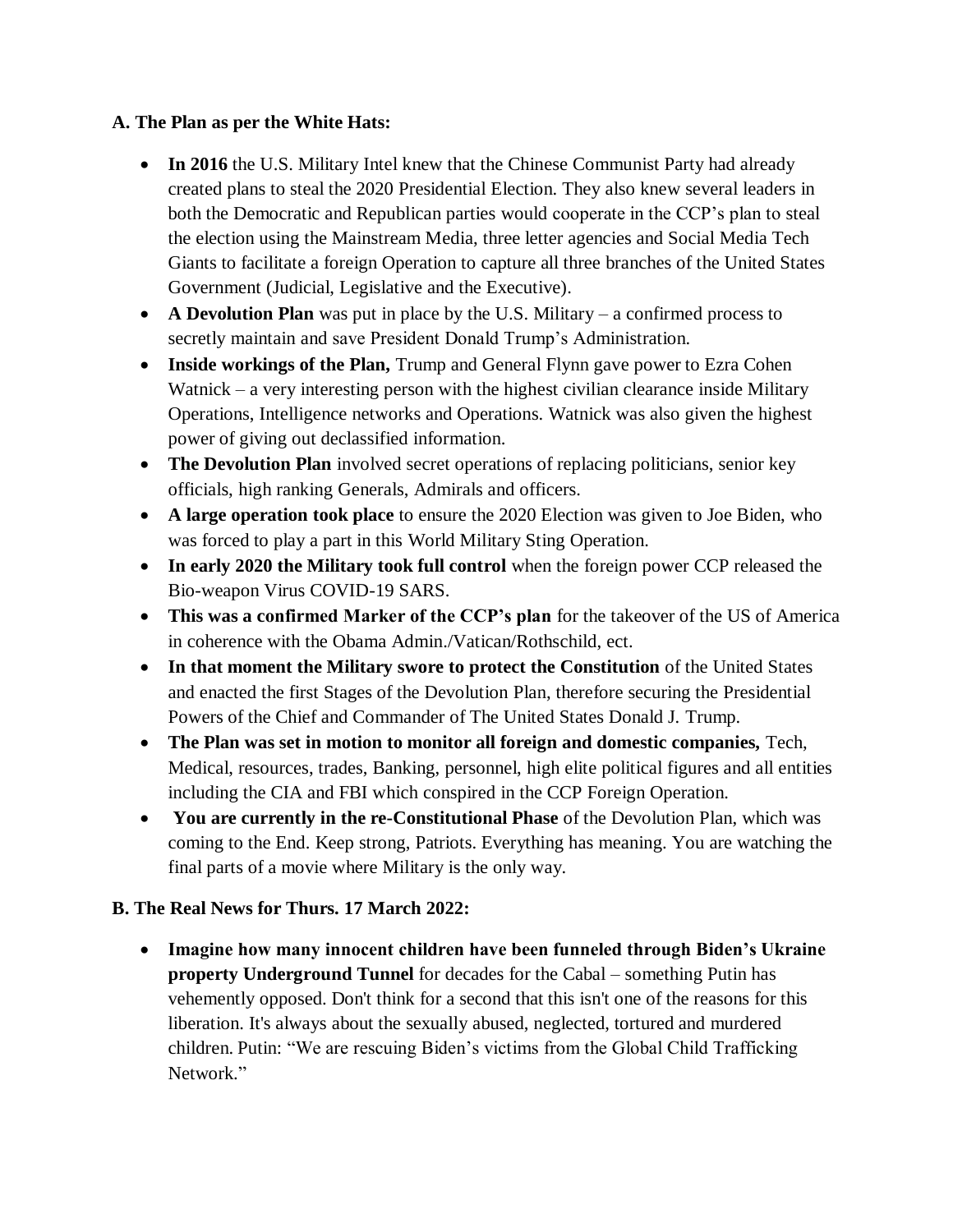**A. The Plan as per the White Hats:**

- **In 2016** the U.S. Military Intel knew that the Chinese Communist Party had already created plans to steal the 2020 Presidential Election. They also knew several leaders in both the Democratic and Republican parties would cooperate in the CCP's plan to steal the election using the Mainstream Media, three letter agencies and Social Media Tech Giants to facilitate a foreign Operation to capture all three branches of the United States Government (Judicial, Legislative and the Executive).
- **A Devolution Plan** was put in place by the U.S. Military – a confirmed process to secretly maintain and save President Donald Trump's Administration.
- **Inside workings of the Plan,** Trump and General Flynn gave power to Ezra Cohen Watnick – a very interesting person with the highest civilian clearance inside Military Operations, Intelligence networks and Operations. Watnick was also given the highest power of giving out declassified information.
- **The Devolution Plan** involved secret operations of replacing politicians, senior key officials, high ranking Generals, Admirals and officers.
- **A large operation took place** to ensure the 2020 Election was given to Joe Biden, who was forced to play a part in this World Military Sting Operation.
- **In early 2020 the Military took full control** when the foreign power CCP released the Bio-weapon Virus COVID-19 SARS.
- **This was a confirmed Marker of the CCP's plan** for the takeover of the US of America in coherence with the Obama Admin./Vatican/Rothschild, ect.
- **In that moment the Military swore to protect the Constitution** of the United States and enacted the first Stages of the Devolution Plan, therefore securing the Presidential Powers of the Chief and Commander of The United States Donald J. Trump.
- **The Plan was set in motion to monitor all foreign and domestic companies,** Tech, Medical, resources, trades, Banking, personnel, high elite political figures and all entities including the CIA and FBI which conspired in the CCP Foreign Operation.
- **You are currently in the re-Constitutional Phase** of the Devolution Plan, which was coming to the End. Keep strong, Patriots. Everything has meaning. You are watching the final parts of a movie where Military is the only way.

**B. The Real News for Thurs. 17 March 2022:**

- **Imagine how many innocent children have been funneled through Biden's Ukraine property Underground Tunnel** for decades for the Cabal – something Putin has vehemently opposed. Don't think for a second that this isn't one of the reasons for this liberation. It's always about the sexually abused, neglected, tortured and murdered children. Putin: "We are rescuing Biden's victims from the Global Child Trafficking Network."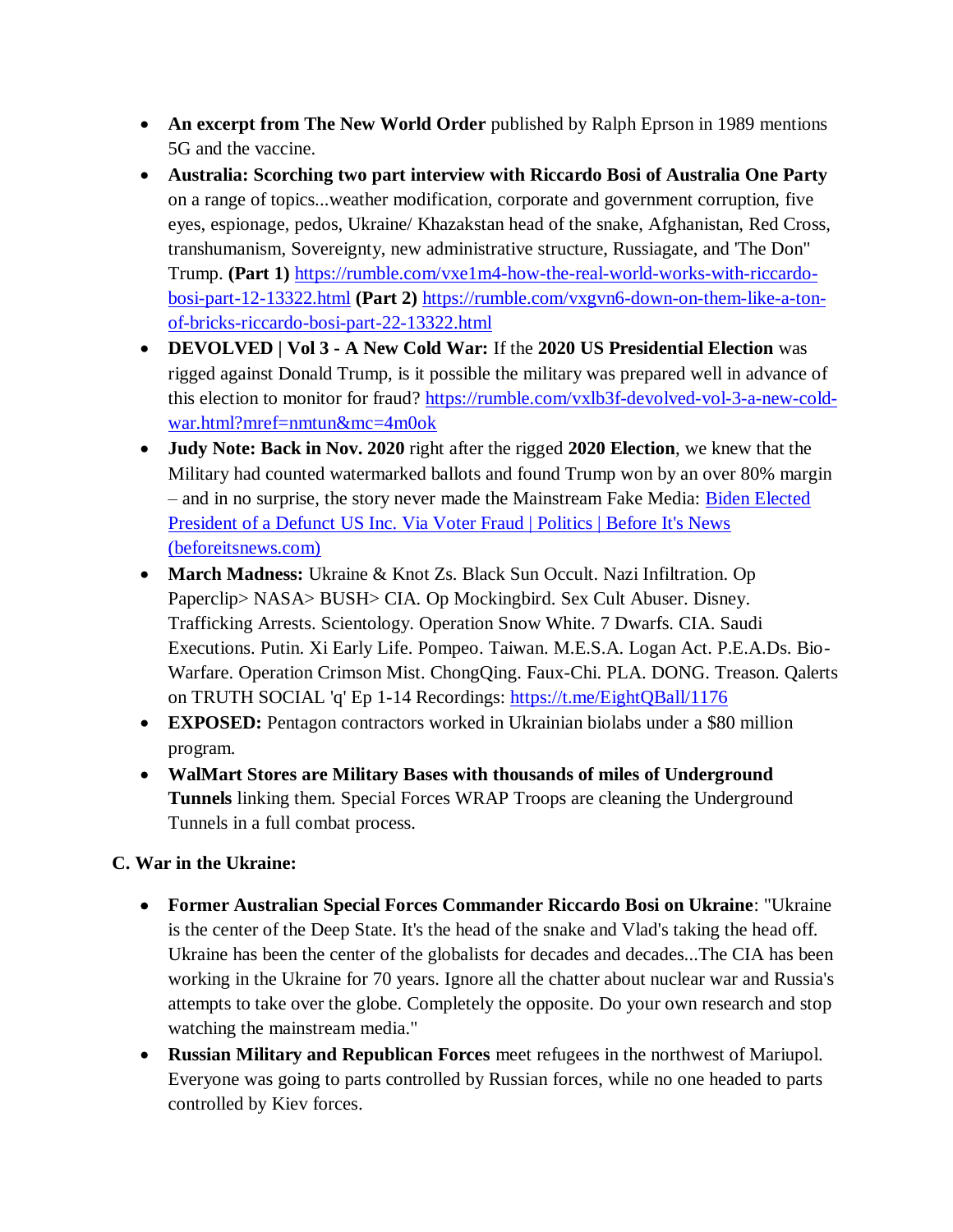- **An excerpt from The New World Order** published by Ralph Eprson in 1989 mentions 5G and the vaccine.
- **Australia: Scorching two part interview with Riccardo Bosi of Australia One Party** on a range of topics...weather modification, corporate and government corruption, five eyes, espionage, pedos, Ukraine/ Khazakstan head of the snake, Afghanistan, Red Cross, transhumanism, Sovereignty, new administrative structure, Russiagate, and 'The Don" Trump. **(Part 1)** [https://rumble.com/vxe1m4-how-the-real-world-works-with-riccardo-bosi-part-12-13322.html](https://rumble.com/vxe1m4-how-the-real-world-works-with-riccardo-bosi-part-12-13322.html) **(Part 2)** [https://rumble.com/vxgvn6-down-on-them-like-a-ton-of-bricks-riccardo-bosi-part-22-13322.html](https://rumble.com/vxgvn6-down-on-them-like-a-ton-of-bricks-riccardo-bosi-part-22-13322.html)
- **DEVOLVED | Vol 3 - A New Cold War:** If the **2020 US Presidential Election** was rigged against Donald Trump, is it possible the military was prepared well in advance of this election to monitor for fraud? [https://rumble.com/vxlb3f-devolved-vol-3-a-new-cold-war.html?mref=nmtun&mc=4m0ok](https://rumble.com/vxlb3f-devolved-vol-3-a-new-cold-war.html?mref=nmtun&mc=4m0ok)
- **Judy Note: Back in Nov. 2020** right after the rigged **2020 Election**, we knew that the Military had counted watermarked ballots and found Trump won by an over 80% margin – and in no surprise, the story never made the Mainstream Fake Media: [Biden Elected President of a Defunct US Inc. Via Voter Fraud | Politics | Before It's News (beforeitsnews.com)](beforeitsnews.com)
- **March Madness:** Ukraine & Knot Zs. Black Sun Occult. Nazi Infiltration. Op Paperclip> NASA> BUSH> CIA. Op Mockingbird. Sex Cult Abuser. Disney. Trafficking Arrests. Scientology. Operation Snow White. 7 Dwarfs. CIA. Saudi Executions. Putin. Xi Early Life. Pompeo. Taiwan. M.E.S.A. Logan Act. P.E.A.Ds. Bio-Warfare. Operation Crimson Mist. ChongQing. Faux-Chi. PLA. DONG. Treason. Qalerts on TRUTH SOCIAL 'q' Ep 1-14 Recordings: [https://t.me/EightQBall/1176](https://t.me/EightQBall/1176)
- **EXPOSED:** Pentagon contractors worked in Ukrainian biolabs under a $80 million program.
- **WalMart Stores are Military Bases with thousands of miles of Underground Tunnels** linking them. Special Forces WRAP Troops are cleaning the Underground Tunnels in a full combat process.

**C. War in the Ukraine:**

- **Former Australian Special Forces Commander Riccardo Bosi on Ukraine**: "Ukraine is the center of the Deep State. It's the head of the snake and Vlad's taking the head off. Ukraine has been the center of the globalists for decades and decades...The CIA has been working in the Ukraine for 70 years. Ignore all the chatter about nuclear war and Russia's attempts to take over the globe. Completely the opposite. Do your own research and stop watching the mainstream media."
- **Russian Military and Republican Forces** meet refugees in the northwest of Mariupol. Everyone was going to parts controlled by Russian forces, while no one headed to parts controlled by Kiev forces.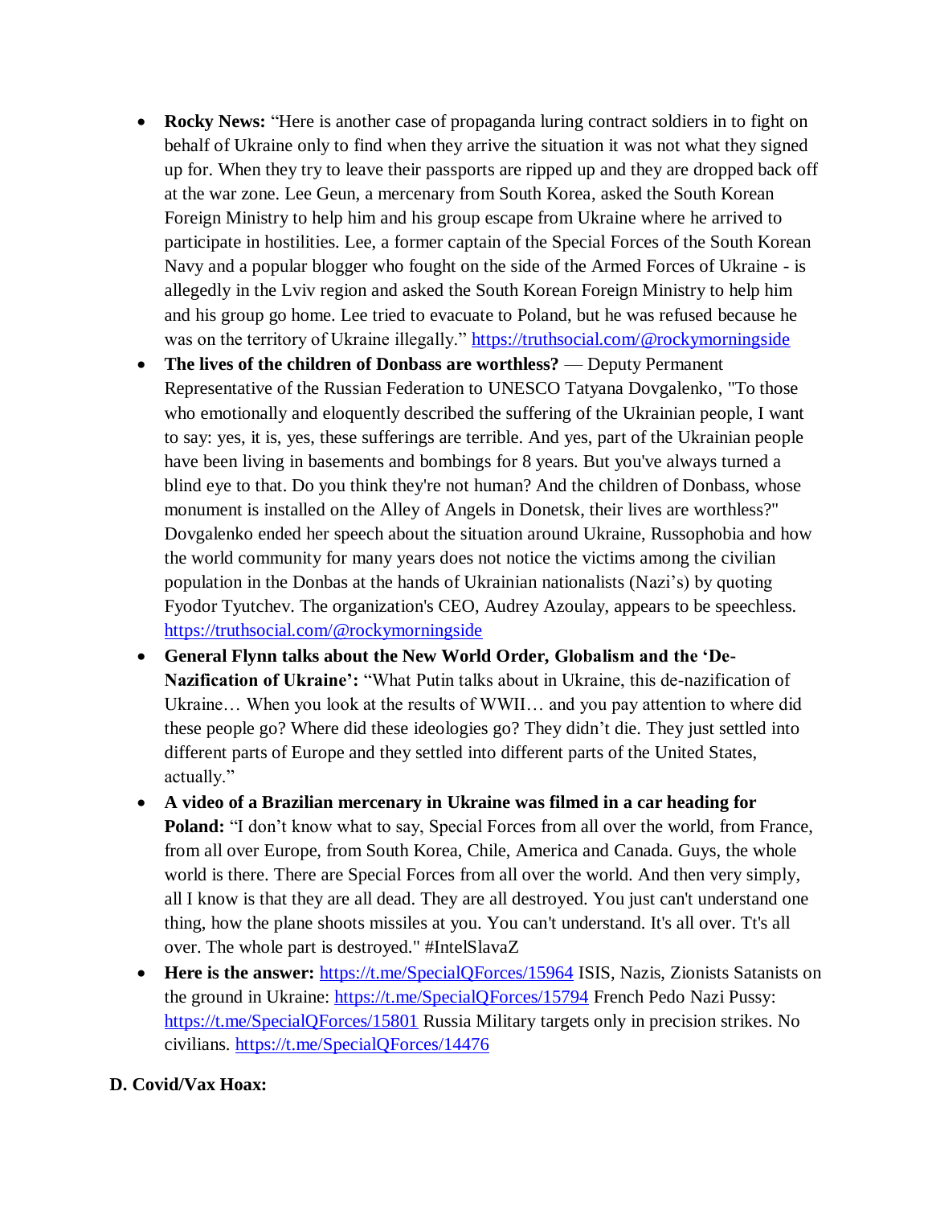- **Rocky News:** "Here is another case of propaganda luring contract soldiers in to fight on behalf of Ukraine only to find when they arrive the situation it was not what they signed up for. When they try to leave their passports are ripped up and they are dropped back off at the war zone. Lee Geun, a mercenary from South Korea, asked the South Korean Foreign Ministry to help him and his group escape from Ukraine where he arrived to participate in hostilities. Lee, a former captain of the Special Forces of the South Korean Navy and a popular blogger who fought on the side of the Armed Forces of Ukraine - is allegedly in the Lviv region and asked the South Korean Foreign Ministry to help him and his group go home. Lee tried to evacuate to Poland, but he was refused because he was on the territory of Ukraine illegally." [https://truthsocial.com/@rockymorningside](https://truthsocial.com/@rockymorningside)
- **The lives of the children of Donbass are worthless?** — Deputy Permanent Representative of the Russian Federation to UNESCO Tatyana Dovgalenko, "To those who emotionally and eloquently described the suffering of the Ukrainian people, I want to say: yes, it is, yes, these sufferings are terrible. And yes, part of the Ukrainian people have been living in basements and bombings for 8 years. But you've always turned a blind eye to that. Do you think they're not human? And the children of Donbass, whose monument is installed on the Alley of Angels in Donetsk, their lives are worthless?" Dovgalenko ended her speech about the situation around Ukraine, Russophobia and how the world community for many years does not notice the victims among the civilian population in the Donbas at the hands of Ukrainian nationalists (Nazi's) by quoting Fyodor Tyutchev. The organization's CEO, Audrey Azoulay, appears to be speechless. [https://truthsocial.com/@rockymorningside](https://truthsocial.com/@rockymorningside)
- **General Flynn talks about the New World Order, Globalism and the 'De-Nazification of Ukraine':** "What Putin talks about in Ukraine, this de-nazification of Ukraine… When you look at the results of WWII… and you pay attention to where did these people go? Where did these ideologies go? They didn't die. They just settled into different parts of Europe and they settled into different parts of the United States, actually."
- **A video of a Brazilian mercenary in Ukraine was filmed in a car heading for Poland:** "I don't know what to say, Special Forces from all over the world, from France, from all over Europe, from South Korea, Chile, America and Canada. Guys, the whole world is there. There are Special Forces from all over the world. And then very simply, all I know is that they are all dead. They are all destroyed. You just can't understand one thing, how the plane shoots missiles at you. You can't understand. It's all over. Tt's all over. The whole part is destroyed." #IntelSlavaZ
- **Here is the answer:** [https://t.me/SpecialQForces/15964](https://t.me/SpecialQForces/15964) ISIS, Nazis, Zionists Satanists on the ground in Ukraine: [https://t.me/SpecialQForces/15794](https://t.me/SpecialQForces/15794) French Pedo Nazi Pussy: [https://t.me/SpecialQForces/15801](https://t.me/SpecialQForces/15801) Russia Military targets only in precision strikes. No civilians. [https://t.me/SpecialQForces/14476](https://t.me/SpecialQForces/14476)

**D. Covid/Vax Hoax:**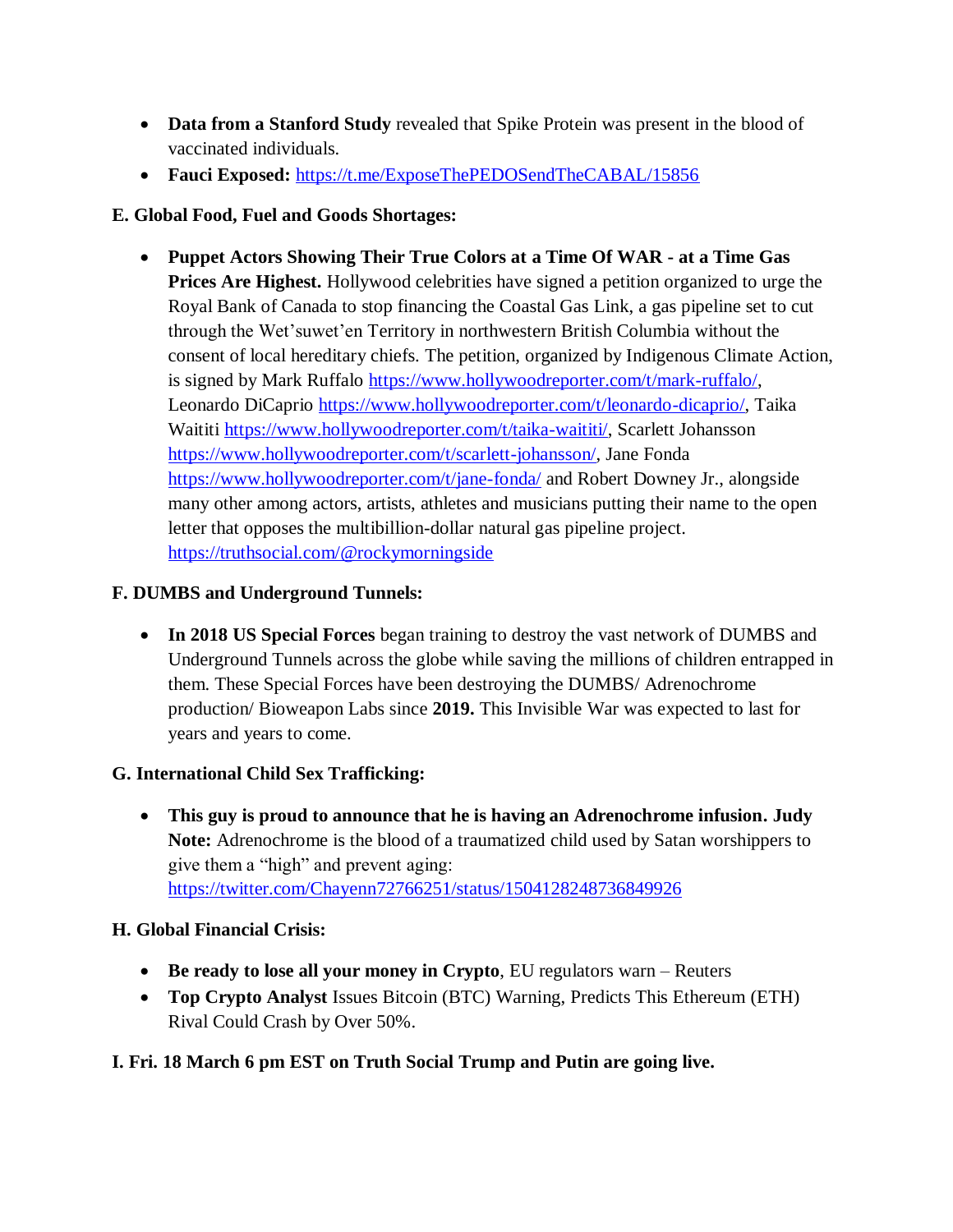- **Data from a Stanford Study** revealed that Spike Protein was present in the blood of vaccinated individuals.
- **Fauci Exposed:** https://t.me/ExposeThePEDOSendTheCABAL/15856

**E. Global Food, Fuel and Goods Shortages:**

- **Puppet Actors Showing Their True Colors at a Time Of WAR - at a Time Gas Prices Are Highest.** Hollywood celebrities have signed a petition organized to urge the Royal Bank of Canada to stop financing the Coastal Gas Link, a gas pipeline set to cut through the Wet'suwet'en Territory in northwestern British Columbia without the consent of local hereditary chiefs. The petition, organized by Indigenous Climate Action, is signed by Mark Ruffalo https://www.hollywoodreporter.com/t/mark-ruffalo/, Leonardo DiCaprio https://www.hollywoodreporter.com/t/leonardo-dicaprio/, Taika Waititi https://www.hollywoodreporter.com/t/taika-waititi/, Scarlett Johansson https://www.hollywoodreporter.com/t/scarlett-johansson/, Jane Fonda https://www.hollywoodreporter.com/t/jane-fonda/ and Robert Downey Jr., alongside many other among actors, artists, athletes and musicians putting their name to the open letter that opposes the multibillion-dollar natural gas pipeline project. https://truthsocial.com/@rockymorningside

**F. DUMBS and Underground Tunnels:**

- **In 2018 US Special Forces** began training to destroy the vast network of DUMBS and Underground Tunnels across the globe while saving the millions of children entrapped in them. These Special Forces have been destroying the DUMBS/ Adrenochrome production/ Bioweapon Labs since **2019.** This Invisible War was expected to last for years and years to come.

**G. International Child Sex Trafficking:**

- **This guy is proud to announce that he is having an Adrenochrome infusion. Judy Note:** Adrenochrome is the blood of a traumatized child used by Satan worshippers to give them a "high" and prevent aging: https://twitter.com/Chayenn72766251/status/1504128248736849926

**H. Global Financial Crisis:**

- **Be ready to lose all your money in Crypto**, EU regulators warn – Reuters
- **Top Crypto Analyst** Issues Bitcoin (BTC) Warning, Predicts This Ethereum (ETH) Rival Could Crash by Over 50%.

**I. Fri. 18 March 6 pm EST on Truth Social Trump and Putin are going live.**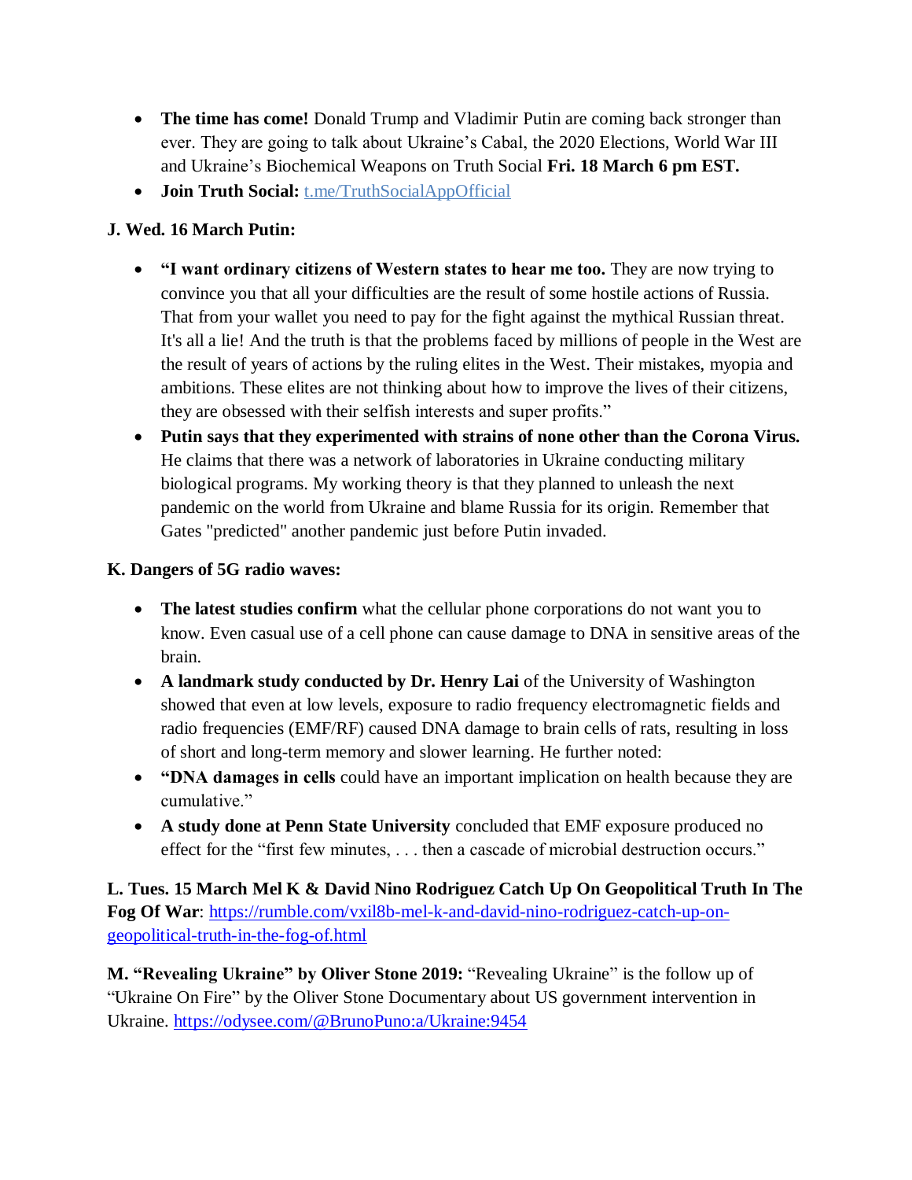- **The time has come!** Donald Trump and Vladimir Putin are coming back stronger than ever. They are going to talk about Ukraine's Cabal, the 2020 Elections, World War III and Ukraine's Biochemical Weapons on Truth Social **Fri. 18 March 6 pm EST.**
- **Join Truth Social:** [t.me/TruthSocialAppOfficial](t.me/TruthSocialAppOfficial)

**J. Wed. 16 March Putin:**

- **"I want ordinary citizens of Western states to hear me too.** They are now trying to convince you that all your difficulties are the result of some hostile actions of Russia. That from your wallet you need to pay for the fight against the mythical Russian threat. It's all a lie! And the truth is that the problems faced by millions of people in the West are the result of years of actions by the ruling elites in the West. Their mistakes, myopia and ambitions. These elites are not thinking about how to improve the lives of their citizens, they are obsessed with their selfish interests and super profits."
- **Putin says that they experimented with strains of none other than the Corona Virus.** He claims that there was a network of laboratories in Ukraine conducting military biological programs. My working theory is that they planned to unleash the next pandemic on the world from Ukraine and blame Russia for its origin. Remember that Gates "predicted" another pandemic just before Putin invaded.

**K. Dangers of 5G radio waves:**

- **The latest studies confirm** what the cellular phone corporations do not want you to know. Even casual use of a cell phone can cause damage to DNA in sensitive areas of the brain.
- **A landmark study conducted by Dr. Henry Lai** of the University of Washington showed that even at low levels, exposure to radio frequency electromagnetic fields and radio frequencies (EMF/RF) caused DNA damage to brain cells of rats, resulting in loss of short and long-term memory and slower learning. He further noted:
- **"DNA damages in cells** could have an important implication on health because they are cumulative."
- **A study done at Penn State University** concluded that EMF exposure produced no effect for the "first few minutes, . . . then a cascade of microbial destruction occurs."

**L. Tues. 15 March Mel K & David Nino Rodriguez Catch Up On Geopolitical Truth In The Fog Of War**: [https://rumble.com/vxil8b-mel-k-and-david-nino-rodriguez-catch-up-on-geopolitical-truth-in-the-fog-of.html](https://rumble.com/vxil8b-mel-k-and-david-nino-rodriguez-catch-up-on-geopolitical-truth-in-the-fog-of.html)

**M. "Revealing Ukraine" by Oliver Stone 2019:** "Revealing Ukraine" is the follow up of "Ukraine On Fire" by the Oliver Stone Documentary about US government intervention in Ukraine. [https://odysee.com/@BrunoPuno:a/Ukraine:9454](https://odysee.com/@BrunoPuno:a/Ukraine:9454)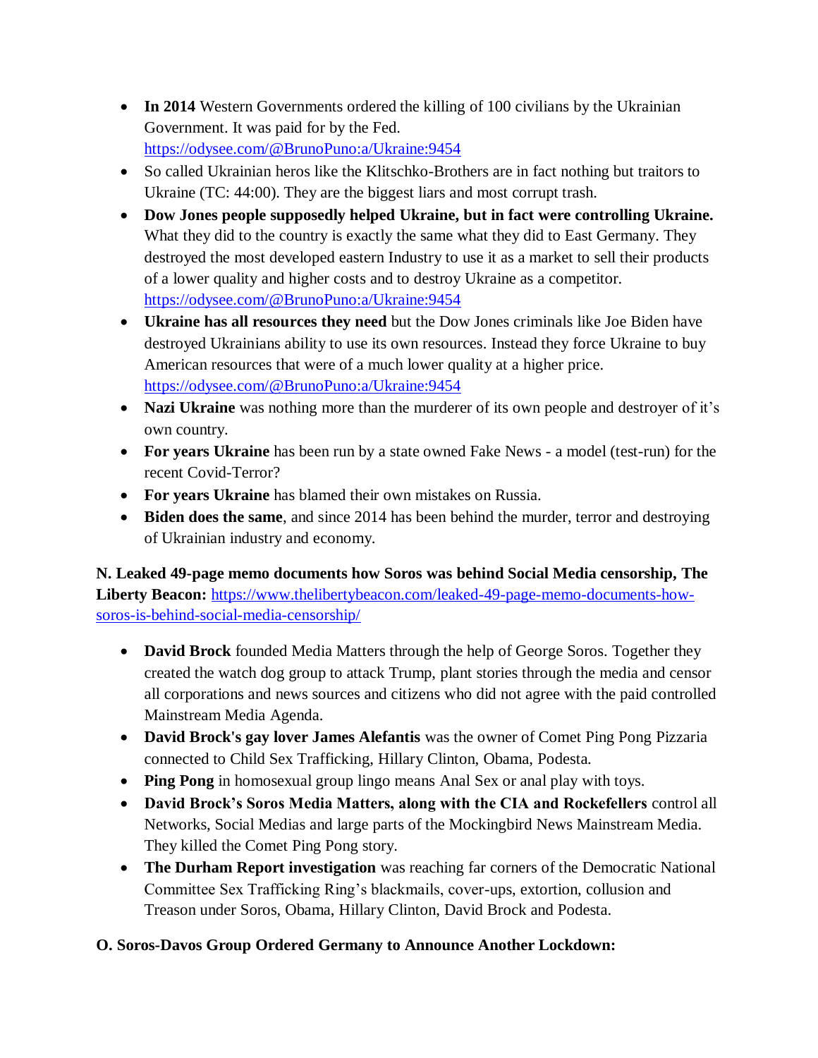- **In 2014** Western Governments ordered the killing of 100 civilians by the Ukrainian Government. It was paid for by the Fed. https://odysee.com/@BrunoPuno:a/Ukraine:9454
- So called Ukrainian heros like the Klitschko-Brothers are in fact nothing but traitors to Ukraine (TC: 44:00). They are the biggest liars and most corrupt trash.
- **Dow Jones people supposedly helped Ukraine, but in fact were controlling Ukraine.** What they did to the country is exactly the same what they did to East Germany. They destroyed the most developed eastern Industry to use it as a market to sell their products of a lower quality and higher costs and to destroy Ukraine as a competitor. https://odysee.com/@BrunoPuno:a/Ukraine:9454
- **Ukraine has all resources they need** but the Dow Jones criminals like Joe Biden have destroyed Ukrainians ability to use its own resources. Instead they force Ukraine to buy American resources that were of a much lower quality at a higher price. https://odysee.com/@BrunoPuno:a/Ukraine:9454
- **Nazi Ukraine** was nothing more than the murderer of its own people and destroyer of it's own country.
- **For years Ukraine** has been run by a state owned Fake News - a model (test-run) for the recent Covid-Terror?
- **For years Ukraine** has blamed their own mistakes on Russia.
- **Biden does the same**, and since 2014 has been behind the murder, terror and destroying of Ukrainian industry and economy.

**N. Leaked 49-page memo documents how Soros was behind Social Media censorship, The Liberty Beacon:** https://www.thelibertybeacon.com/leaked-49-page-memo-documents-how-soros-is-behind-social-media-censorship/

- **David Brock** founded Media Matters through the help of George Soros. Together they created the watch dog group to attack Trump, plant stories through the media and censor all corporations and news sources and citizens who did not agree with the paid controlled Mainstream Media Agenda.
- **David Brock's gay lover James Alefantis** was the owner of Comet Ping Pong Pizzaria connected to Child Sex Trafficking, Hillary Clinton, Obama, Podesta.
- **Ping Pong** in homosexual group lingo means Anal Sex or anal play with toys.
- **David Brock's Soros Media Matters, along with the CIA and Rockefellers** control all Networks, Social Medias and large parts of the Mockingbird News Mainstream Media. They killed the Comet Ping Pong story.
- **The Durham Report investigation** was reaching far corners of the Democratic National Committee Sex Trafficking Ring's blackmails, cover-ups, extortion, collusion and Treason under Soros, Obama, Hillary Clinton, David Brock and Podesta.

**O. Soros-Davos Group Ordered Germany to Announce Another Lockdown:**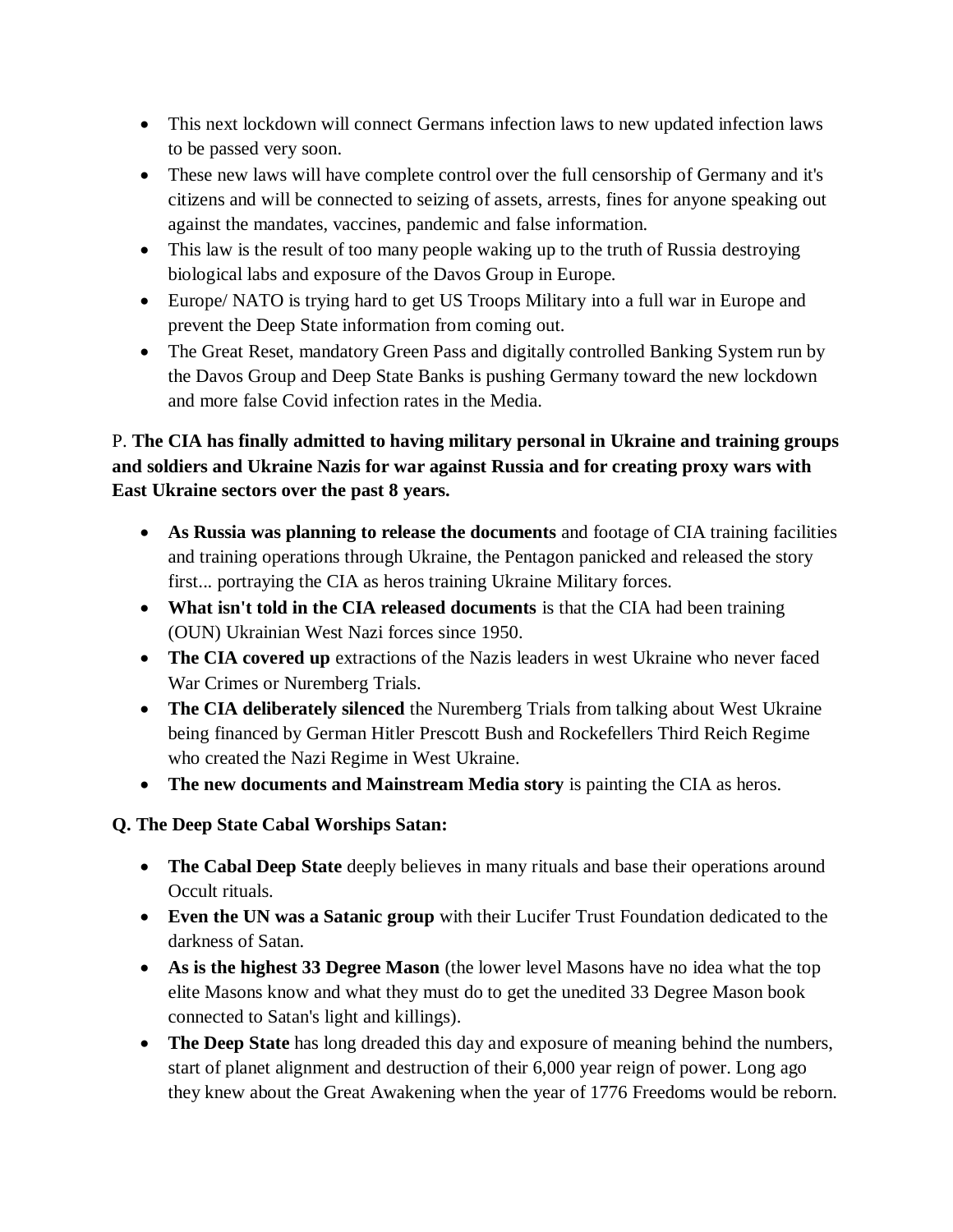- This next lockdown will connect Germans infection laws to new updated infection laws to be passed very soon.
- These new laws will have complete control over the full censorship of Germany and it's citizens and will be connected to seizing of assets, arrests, fines for anyone speaking out against the mandates, vaccines, pandemic and false information.
- This law is the result of too many people waking up to the truth of Russia destroying biological labs and exposure of the Davos Group in Europe.
- Europe/ NATO is trying hard to get US Troops Military into a full war in Europe and prevent the Deep State information from coming out.
- The Great Reset, mandatory Green Pass and digitally controlled Banking System run by the Davos Group and Deep State Banks is pushing Germany toward the new lockdown and more false Covid infection rates in the Media.

P. **The CIA has finally admitted to having military personal in Ukraine and training groups and soldiers and Ukraine Nazis for war against Russia and for creating proxy wars with East Ukraine sectors over the past 8 years.**

- **As Russia was planning to release the documents** and footage of CIA training facilities and training operations through Ukraine, the Pentagon panicked and released the story first... portraying the CIA as heros training Ukraine Military forces.
- **What isn't told in the CIA released documents** is that the CIA had been training (OUN) Ukrainian West Nazi forces since 1950.
- **The CIA covered up** extractions of the Nazis leaders in west Ukraine who never faced War Crimes or Nuremberg Trials.
- **The CIA deliberately silenced** the Nuremberg Trials from talking about West Ukraine being financed by German Hitler Prescott Bush and Rockefellers Third Reich Regime who created the Nazi Regime in West Ukraine.
- **The new documents and Mainstream Media story** is painting the CIA as heros.

**Q. The Deep State Cabal Worships Satan:**

- **The Cabal Deep State** deeply believes in many rituals and base their operations around Occult rituals.
- **Even the UN was a Satanic group** with their Lucifer Trust Foundation dedicated to the darkness of Satan.
- **As is the highest 33 Degree Mason** (the lower level Masons have no idea what the top elite Masons know and what they must do to get the unedited 33 Degree Mason book connected to Satan's light and killings).
- **The Deep State** has long dreaded this day and exposure of meaning behind the numbers, start of planet alignment and destruction of their 6,000 year reign of power. Long ago they knew about the Great Awakening when the year of 1776 Freedoms would be reborn.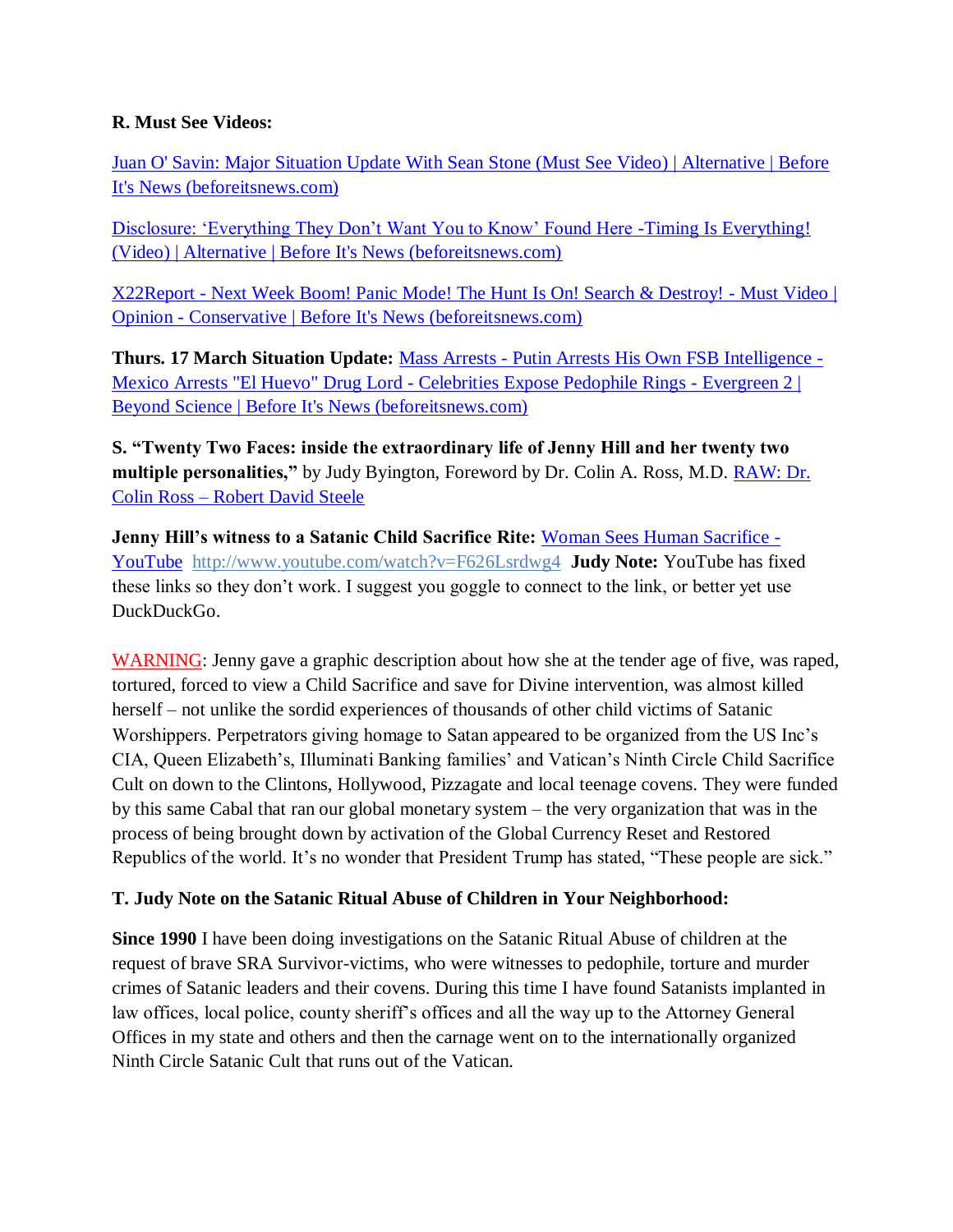**R. Must See Videos:**

Juan O' Savin: Major Situation Update With Sean Stone (Must See Video) | Alternative | Before It's News (beforeitsnews.com)

Disclosure: 'Everything They Don't Want You to Know' Found Here -Timing Is Everything! (Video) | Alternative | Before It's News (beforeitsnews.com)

X22Report - Next Week Boom! Panic Mode! The Hunt Is On! Search & Destroy! - Must Video | Opinion - Conservative | Before It's News (beforeitsnews.com)

**Thurs. 17 March Situation Update:** Mass Arrests - Putin Arrests His Own FSB Intelligence - Mexico Arrests "El Huevo" Drug Lord - Celebrities Expose Pedophile Rings - Evergreen 2 | Beyond Science | Before It's News (beforeitsnews.com)

**S. "Twenty Two Faces: inside the extraordinary life of Jenny Hill and her twenty two multiple personalities,"** by Judy Byington, Foreword by Dr. Colin A. Ross, M.D. RAW: Dr. Colin Ross – Robert David Steele

**Jenny Hill's witness to a Satanic Child Sacrifice Rite:** Woman Sees Human Sacrifice - YouTube http://www.youtube.com/watch?v=F626Lsrdwg4 **Judy Note:** YouTube has fixed these links so they don't work. I suggest you goggle to connect to the link, or better yet use DuckDuckGo.

WARNING: Jenny gave a graphic description about how she at the tender age of five, was raped, tortured, forced to view a Child Sacrifice and save for Divine intervention, was almost killed herself – not unlike the sordid experiences of thousands of other child victims of Satanic Worshippers. Perpetrators giving homage to Satan appeared to be organized from the US Inc's CIA, Queen Elizabeth's, Illuminati Banking families' and Vatican's Ninth Circle Child Sacrifice Cult on down to the Clintons, Hollywood, Pizzagate and local teenage covens. They were funded by this same Cabal that ran our global monetary system – the very organization that was in the process of being brought down by activation of the Global Currency Reset and Restored Republics of the world. It's no wonder that President Trump has stated, "These people are sick."

**T. Judy Note on the Satanic Ritual Abuse of Children in Your Neighborhood:**

**Since 1990** I have been doing investigations on the Satanic Ritual Abuse of children at the request of brave SRA Survivor-victims, who were witnesses to pedophile, torture and murder crimes of Satanic leaders and their covens. During this time I have found Satanists implanted in law offices, local police, county sheriff's offices and all the way up to the Attorney General Offices in my state and others and then the carnage went on to the internationally organized Ninth Circle Satanic Cult that runs out of the Vatican.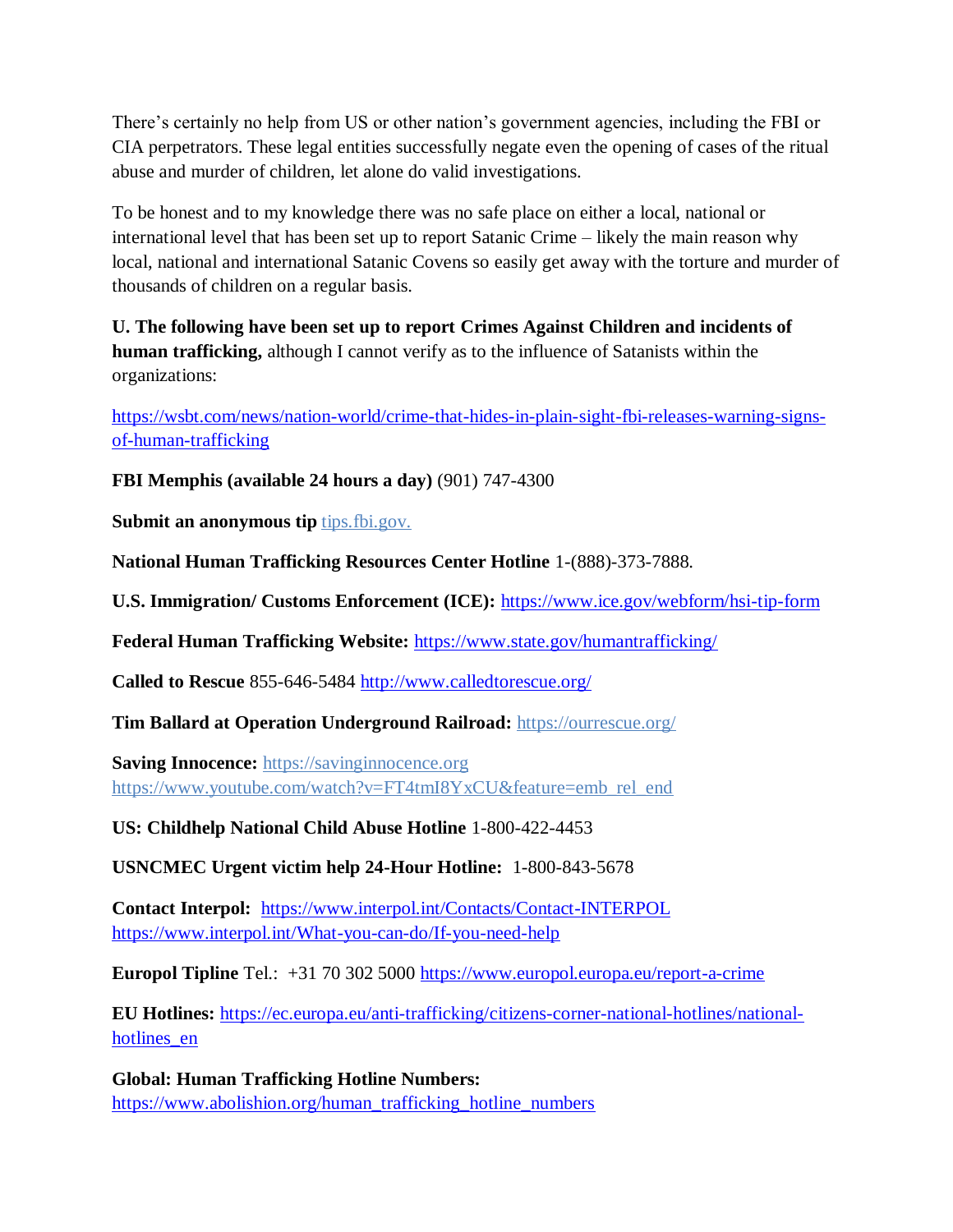There's certainly no help from US or other nation's government agencies, including the FBI or CIA perpetrators. These legal entities successfully negate even the opening of cases of the ritual abuse and murder of children, let alone do valid investigations.

To be honest and to my knowledge there was no safe place on either a local, national or international level that has been set up to report Satanic Crime – likely the main reason why local, national and international Satanic Covens so easily get away with the torture and murder of thousands of children on a regular basis.

**U. The following have been set up to report Crimes Against Children and incidents of human trafficking,** although I cannot verify as to the influence of Satanists within the organizations:

https://wsbt.com/news/nation-world/crime-that-hides-in-plain-sight-fbi-releases-warning-signs-of-human-trafficking

**FBI Memphis (available 24 hours a day)** (901) 747-4300

**Submit an anonymous tip** tips.fbi.gov.

**National Human Trafficking Resources Center Hotline** 1-(888)-373-7888.

**U.S. Immigration/ Customs Enforcement (ICE):** https://www.ice.gov/webform/hsi-tip-form

**Federal Human Trafficking Website:** https://www.state.gov/humantrafficking/

**Called to Rescue** 855-646-5484 http://www.calledtorescue.org/

**Tim Ballard at Operation Underground Railroad:** https://ourrescue.org/

**Saving Innocence:** https://savinginnocence.org
https://www.youtube.com/watch?v=FT4tmI8YxCU&feature=emb_rel_end

**US: Childhelp National Child Abuse Hotline** 1-800-422-4453

**USNCMEC Urgent victim help 24-Hour Hotline:** 1-800-843-5678

**Contact Interpol:** https://www.interpol.int/Contacts/Contact-INTERPOL
https://www.interpol.int/What-you-can-do/If-you-need-help

**Europol Tipline** Tel.: +31 70 302 5000 https://www.europol.europa.eu/report-a-crime

**EU Hotlines:** https://ec.europa.eu/anti-trafficking/citizens-corner-national-hotlines/national-hotlines_en

**Global: Human Trafficking Hotline Numbers:**
https://www.abolishion.org/human_trafficking_hotline_numbers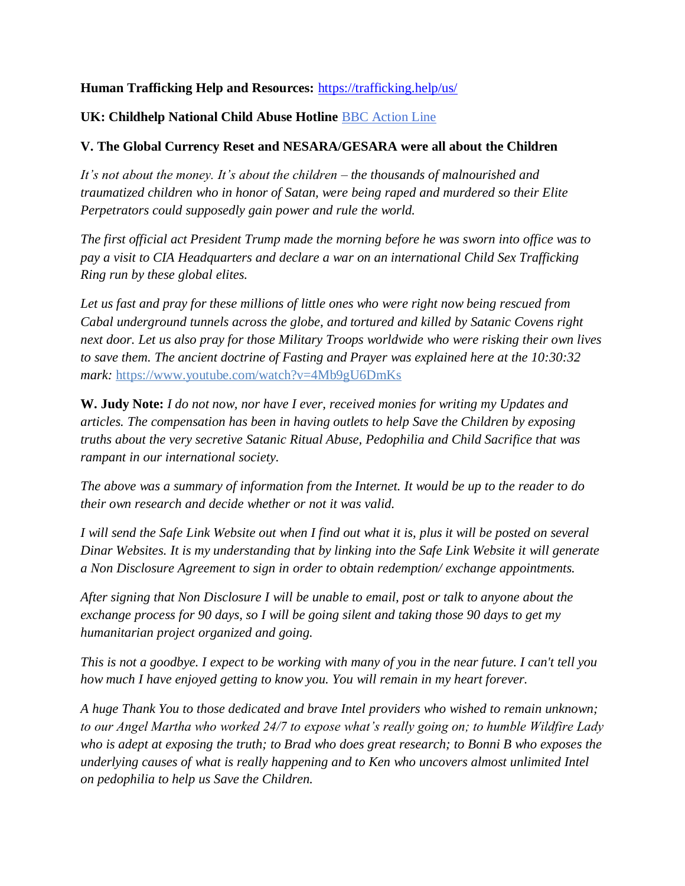**Human Trafficking Help and Resources:** [https://trafficking.help/us/](https://trafficking.help/us/)

**UK: Childhelp National Child Abuse Hotline** [BBC Action Line](BBC Action Line)

**V. The Global Currency Reset and NESARA/GESARA were all about the Children**

*It's not about the money. It's about the children – the thousands of malnourished and traumatized children who in honor of Satan, were being raped and murdered so their Elite Perpetrators could supposedly gain power and rule the world.*

*The first official act President Trump made the morning before he was sworn into office was to pay a visit to CIA Headquarters and declare a war on an international Child Sex Trafficking Ring run by these global elites.*

*Let us fast and pray for these millions of little ones who were right now being rescued from Cabal underground tunnels across the globe, and tortured and killed by Satanic Covens right next door. Let us also pray for those Military Troops worldwide who were risking their own lives to save them. The ancient doctrine of Fasting and Prayer was explained here at the 10:30:32 mark:* [https://www.youtube.com/watch?v=4Mb9gU6DmKs](https://www.youtube.com/watch?v=4Mb9gU6DmKs)

**W. Judy Note:** *I do not now, nor have I ever, received monies for writing my Updates and articles. The compensation has been in having outlets to help Save the Children by exposing truths about the very secretive Satanic Ritual Abuse, Pedophilia and Child Sacrifice that was rampant in our international society.*

*The above was a summary of information from the Internet. It would be up to the reader to do their own research and decide whether or not it was valid.*

*I will send the Safe Link Website out when I find out what it is, plus it will be posted on several Dinar Websites. It is my understanding that by linking into the Safe Link Website it will generate a Non Disclosure Agreement to sign in order to obtain redemption/ exchange appointments.*

*After signing that Non Disclosure I will be unable to email, post or talk to anyone about the exchange process for 90 days, so I will be going silent and taking those 90 days to get my humanitarian project organized and going.*

*This is not a goodbye. I expect to be working with many of you in the near future. I can't tell you how much I have enjoyed getting to know you. You will remain in my heart forever.*

*A huge Thank You to those dedicated and brave Intel providers who wished to remain unknown; to our Angel Martha who worked 24/7 to expose what's really going on; to humble Wildfire Lady who is adept at exposing the truth; to Brad who does great research; to Bonni B who exposes the underlying causes of what is really happening and to Ken who uncovers almost unlimited Intel on pedophilia to help us Save the Children.*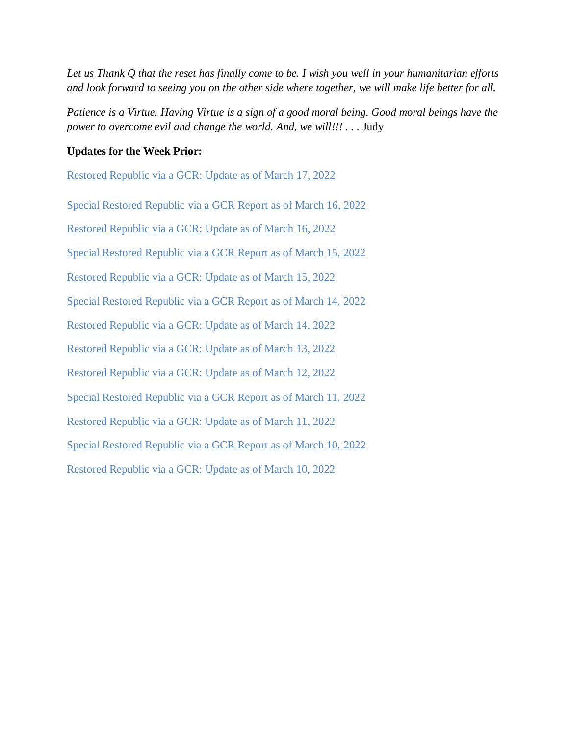*Let us Thank Q that the reset has finally come to be. I wish you well in your humanitarian efforts and look forward to seeing you on the other side where together, we will make life better for all.*

*Patience is a Virtue. Having Virtue is a sign of a good moral being. Good moral beings have the power to overcome evil and change the world. And, we will!!!* . . . Judy

**Updates for the Week Prior:**

Restored Republic via a GCR: Update as of March 17, 2022

Special Restored Republic via a GCR Report as of March 16, 2022

Restored Republic via a GCR: Update as of March 16, 2022

Special Restored Republic via a GCR Report as of March 15, 2022

Restored Republic via a GCR: Update as of March 15, 2022

Special Restored Republic via a GCR Report as of March 14, 2022

Restored Republic via a GCR: Update as of March 14, 2022

Restored Republic via a GCR: Update as of March 13, 2022

Restored Republic via a GCR: Update as of March 12, 2022

Special Restored Republic via a GCR Report as of March 11, 2022

Restored Republic via a GCR: Update as of March 11, 2022

Special Restored Republic via a GCR Report as of March 10, 2022

Restored Republic via a GCR: Update as of March 10, 2022